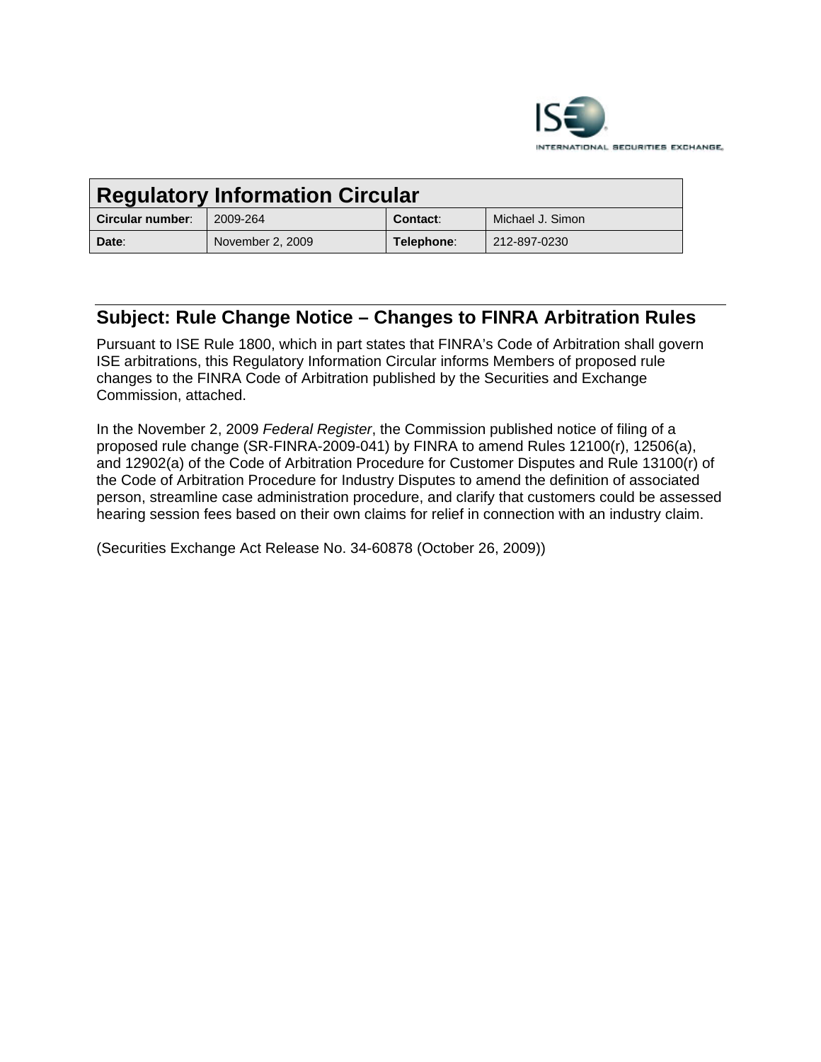INTERNATIONAL SECURITIES EXCHANGE

| Regulatory Information Circular | | | |
|---|---|---|---|
| **Circular number**: | 2009-264 | **Contact**: | Michael J. Simon |
| **Date**: | November 2, 2009 | **Telephone**: | 212-897-0230 |

## Subject: Rule Change Notice – Changes to FINRA Arbitration Rules

Pursuant to ISE Rule 1800, which in part states that FINRA's Code of Arbitration shall govern ISE arbitrations, this Regulatory Information Circular informs Members of proposed rule changes to the FINRA Code of Arbitration published by the Securities and Exchange Commission, attached.

In the November 2, 2009 *Federal Register*, the Commission published notice of filing of a proposed rule change (SR-FINRA-2009-041) by FINRA to amend Rules 12100(r), 12506(a), and 12902(a) of the Code of Arbitration Procedure for Customer Disputes and Rule 13100(r) of the Code of Arbitration Procedure for Industry Disputes to amend the definition of associated person, streamline case administration procedure, and clarify that customers could be assessed hearing session fees based on their own claims for relief in connection with an industry claim.

(Securities Exchange Act Release No. 34-60878 (October 26, 2009))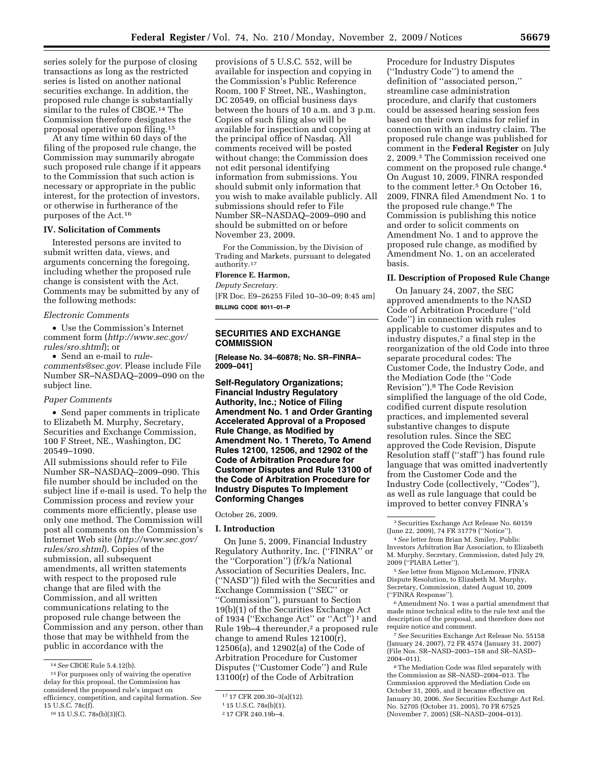series solely for the purpose of closing transactions as long as the restricted series is listed on another national securities exchange. In addition, the proposed rule change is substantially similar to the rules of CBOE.[14] The Commission therefore designates the proposal operative upon filing.[15]

At any time within 60 days of the filing of the proposed rule change, the Commission may summarily abrogate such proposed rule change if it appears to the Commission that such action is necessary or appropriate in the public interest, for the protection of investors, or otherwise in furtherance of the purposes of the Act.[16]

### IV. Solicitation of Comments

Interested persons are invited to submit written data, views, and arguments concerning the foregoing, including whether the proposed rule change is consistent with the Act. Comments may be submitted by any of the following methods:

*Electronic Comments*

- Use the Commission's Internet comment form (*http://www.sec.gov/rules/sro.shtml*); or
- Send an e-mail to *rule-comments@sec.gov.* Please include File Number SR–NASDAQ–2009–090 on the subject line.

*Paper Comments*

- Send paper comments in triplicate to Elizabeth M. Murphy, Secretary, Securities and Exchange Commission, 100 F Street, NE., Washington, DC 20549–1090.

All submissions should refer to File Number SR–NASDAQ–2009–090. This file number should be included on the subject line if e-mail is used. To help the Commission process and review your comments more efficiently, please use only one method. The Commission will post all comments on the Commission's Internet Web site (*http://www.sec.gov/rules/sro.shtml*). Copies of the submission, all subsequent amendments, all written statements with respect to the proposed rule change that are filed with the Commission, and all written communications relating to the proposed rule change between the Commission and any person, other than those that may be withheld from the public in accordance with the provisions of 5 U.S.C. 552, will be available for inspection and copying in the Commission's Public Reference Room, 100 F Street, NE., Washington, DC 20549, on official business days between the hours of 10 a.m. and 3 p.m. Copies of such filing also will be available for inspection and copying at the principal office of Nasdaq. All comments received will be posted without change; the Commission does not edit personal identifying information from submissions. You should submit only information that you wish to make available publicly. All submissions should refer to File Number SR–NASDAQ–2009–090 and should be submitted on or before November 23, 2009.

For the Commission, by the Division of Trading and Markets, pursuant to delegated authority.[17]

**Florence E. Harmon,**

*Deputy Secretary.*

[FR Doc. E9–26255 Filed 10–30–09; 8:45 am]

**BILLING CODE 8011–01–P**

---

[14] *See* CBOE Rule 5.4.12(b).

[15] For purposes only of waiving the operative delay for this proposal, the Commission has considered the proposed rule's impact on efficiency, competition, and capital formation. *See* 15 U.S.C. 78c(f).

[16] 15 U.S.C. 78s(b)(3)(C).

[17] 17 CFR 200.30–3(a)(12).

---

## SECURITIES AND EXCHANGE COMMISSION

**[Release No. 34–60878; No. SR–FINRA–2009–041]**

### Self-Regulatory Organizations; Financial Industry Regulatory Authority, Inc.; Notice of Filing Amendment No. 1 and Order Granting Accelerated Approval of a Proposed Rule Change, as Modified by Amendment No. 1 Thereto, To Amend Rules 12100, 12506, and 12902 of the Code of Arbitration Procedure for Customer Disputes and Rule 13100 of the Code of Arbitration Procedure for Industry Disputes To Implement Conforming Changes

October 26, 2009.

### I. Introduction

On June 5, 2009, Financial Industry Regulatory Authority, Inc. ("FINRA" or the "Corporation") (f/k/a National Association of Securities Dealers, Inc. ("NASD")) filed with the Securities and Exchange Commission ("SEC" or "Commission"), pursuant to Section 19(b)(1) of the Securities Exchange Act of 1934 ("Exchange Act" or "Act")[1] and Rule 19b–4 thereunder,[2] a proposed rule change to amend Rules 12100(r), 12506(a), and 12902(a) of the Code of Arbitration Procedure for Customer Disputes ("Customer Code") and Rule 13100(r) of the Code of Arbitration Procedure for Industry Disputes ("Industry Code") to amend the definition of "associated person," streamline case administration procedure, and clarify that customers could be assessed hearing session fees based on their own claims for relief in connection with an industry claim. The proposed rule change was published for comment in the **Federal Register** on July 2, 2009.[3] The Commission received one comment on the proposed rule change.[4] On August 10, 2009, FINRA responded to the comment letter.[5] On October 16, 2009, FINRA filed Amendment No. 1 to the proposed rule change.[6] The Commission is publishing this notice and order to solicit comments on Amendment No. 1 and to approve the proposed rule change, as modified by Amendment No. 1, on an accelerated basis.

### II. Description of Proposed Rule Change

On January 24, 2007, the SEC approved amendments to the NASD Code of Arbitration Procedure ("old Code") in connection with rules applicable to customer disputes and to industry disputes,[7] a final step in the reorganization of the old Code into three separate procedural codes: The Customer Code, the Industry Code, and the Mediation Code (the "Code Revision").[8] The Code Revision simplified the language of the old Code, codified current dispute resolution practices, and implemented several substantive changes to dispute resolution rules. Since the SEC approved the Code Revision, Dispute Resolution staff ("staff") has found rule language that was omitted inadvertently from the Customer Code and the Industry Code (collectively, "Codes"), as well as rule language that could be improved to better convey FINRA's

---

[1] 15 U.S.C. 78s(b)(1).

[2] 17 CFR 240.19b–4.

[3] Securities Exchange Act Release No. 60159 (June 22, 2009), 74 FR 31779 ("Notice").

[4] *See* letter from Brian M. Smiley, Public Investors Arbitration Bar Association, to Elizabeth M. Murphy, Secretary, Commission, dated July 29, 2009 ("PIABA Letter").

[5] *See* letter from Mignon McLemore, FINRA Dispute Resolution, to Elizabeth M. Murphy, Secretary, Commission, dated August 10, 2009 ("FINRA Response").

[6] Amendment No. 1 was a partial amendment that made minor technical edits to the rule text and the description of the proposal, and therefore does not require notice and comment.

[7] *See* Securities Exchange Act Release No. 55158 (January 24, 2007), 72 FR 4574 (January 31, 2007) (File Nos. SR–NASD–2003–158 and SR–NASD–2004–011).

[8] The Mediation Code was filed separately with the Commission as SR–NASD–2004–013. The Commission approved the Mediation Code on October 31, 2005, and it became effective on January 30, 2006. *See* Securities Exchange Act Rel. No. 52705 (October 31, 2005), 70 FR 67525 (November 7, 2005) (SR–NASD–2004–013).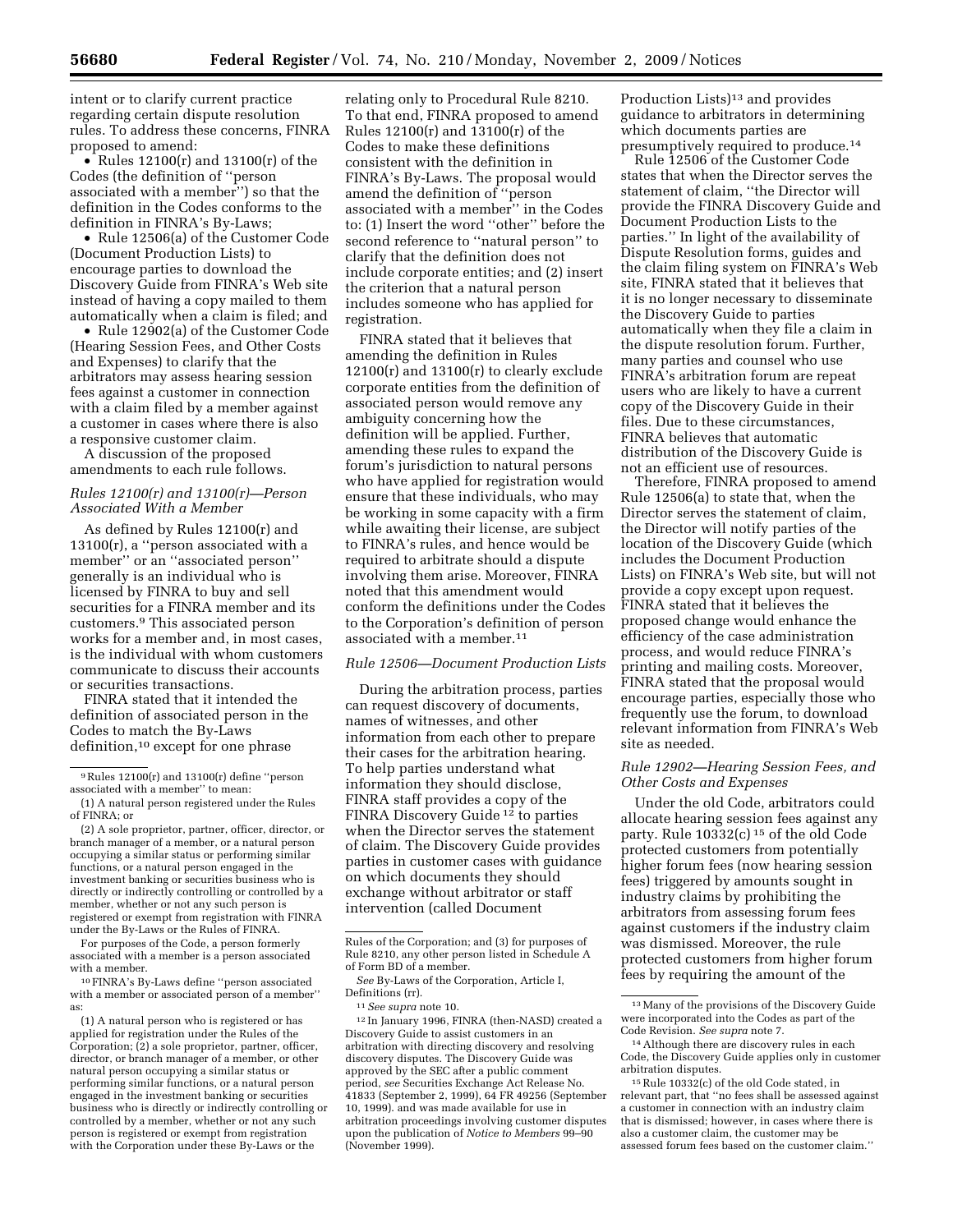intent or to clarify current practice regarding certain dispute resolution rules. To address these concerns, FINRA proposed to amend:

- Rules 12100(r) and 13100(r) of the Codes (the definition of ''person associated with a member'') so that the definition in the Codes conforms to the definition in FINRA's By-Laws;
- Rule 12506(a) of the Customer Code (Document Production Lists) to encourage parties to download the Discovery Guide from FINRA's Web site instead of having a copy mailed to them automatically when a claim is filed; and
- Rule 12902(a) of the Customer Code (Hearing Session Fees, and Other Costs and Expenses) to clarify that the arbitrators may assess hearing session fees against a customer in connection with a claim filed by a member against a customer in cases where there is also a responsive customer claim.

A discussion of the proposed amendments to each rule follows.

### *Rules 12100(r) and 13100(r)—Person Associated With a Member*

As defined by Rules 12100(r) and 13100(r), a ''person associated with a member'' or an ''associated person'' generally is an individual who is licensed by FINRA to buy and sell securities for a FINRA member and its customers.[9] This associated person works for a member and, in most cases, is the individual with whom customers communicate to discuss their accounts or securities transactions.

FINRA stated that it intended the definition of associated person in the Codes to match the By-Laws definition,[10] except for one phrase relating only to Procedural Rule 8210. To that end, FINRA proposed to amend Rules 12100(r) and 13100(r) of the Codes to make these definitions consistent with the definition in FINRA's By-Laws. The proposal would amend the definition of ''person associated with a member'' in the Codes to: (1) Insert the word ''other'' before the second reference to ''natural person'' to clarify that the definition does not include corporate entities; and (2) insert the criterion that a natural person includes someone who has applied for registration.

FINRA stated that it believes that amending the definition in Rules 12100(r) and 13100(r) to clearly exclude corporate entities from the definition of associated person would remove any ambiguity concerning how the definition will be applied. Further, amending these rules to expand the forum's jurisdiction to natural persons who have applied for registration would ensure that these individuals, who may be working in some capacity with a firm while awaiting their license, are subject to FINRA's rules, and hence would be required to arbitrate should a dispute involving them arise. Moreover, FINRA noted that this amendment would conform the definitions under the Codes to the Corporation's definition of person associated with a member.[11]

### *Rule 12506—Document Production Lists*

During the arbitration process, parties can request discovery of documents, names of witnesses, and other information from each other to prepare their cases for the arbitration hearing. To help parties understand what information they should disclose, FINRA staff provides a copy of the FINRA Discovery Guide [12] to parties when the Director serves the statement of claim. The Discovery Guide provides parties in customer cases with guidance on which documents they should exchange without arbitrator or staff intervention (called Document Production Lists)[13] and provides guidance to arbitrators in determining which documents parties are presumptively required to produce.[14]

Rule 12506 of the Customer Code states that when the Director serves the statement of claim, ''the Director will provide the FINRA Discovery Guide and Document Production Lists to the parties.'' In light of the availability of Dispute Resolution forms, guides and the claim filing system on FINRA's Web site, FINRA stated that it believes that it is no longer necessary to disseminate the Discovery Guide to parties automatically when they file a claim in the dispute resolution forum. Further, many parties and counsel who use FINRA's arbitration forum are repeat users who are likely to have a current copy of the Discovery Guide in their files. Due to these circumstances, FINRA believes that automatic distribution of the Discovery Guide is not an efficient use of resources.

Therefore, FINRA proposed to amend Rule 12506(a) to state that, when the Director serves the statement of claim, the Director will notify parties of the location of the Discovery Guide (which includes the Document Production Lists) on FINRA's Web site, but will not provide a copy except upon request. FINRA stated that it believes the proposed change would enhance the efficiency of the case administration process, and would reduce FINRA's printing and mailing costs. Moreover, FINRA stated that the proposal would encourage parties, especially those who frequently use the forum, to download relevant information from FINRA's Web site as needed.

### *Rule 12902—Hearing Session Fees, and Other Costs and Expenses*

Under the old Code, arbitrators could allocate hearing session fees against any party. Rule 10332(c) [15] of the old Code protected customers from potentially higher forum fees (now hearing session fees) triggered by amounts sought in industry claims by prohibiting the arbitrators from assessing forum fees against customers if the industry claim was dismissed. Moreover, the rule protected customers from higher forum fees by requiring the amount of the

---

[9] Rules 12100(r) and 13100(r) define ''person associated with a member'' to mean:

(1) A natural person registered under the Rules of FINRA; or

(2) A sole proprietor, partner, officer, director, or branch manager of a member, or a natural person occupying a similar status or performing similar functions, or a natural person engaged in the investment banking or securities business who is directly or indirectly controlling or controlled by a member, whether or not any such person is registered or exempt from registration with FINRA under the By-Laws or the Rules of FINRA.

For purposes of the Code, a person formerly associated with a member is a person associated with a member.

[10] FINRA's By-Laws define ''person associated with a member or associated person of a member'' as:

(1) A natural person who is registered or has applied for registration under the Rules of the Corporation; (2) a sole proprietor, partner, officer, director, or branch manager of a member, or other natural person occupying a similar status or performing similar functions, or a natural person engaged in the investment banking or securities business who is directly or indirectly controlling or controlled by a member, whether or not any such person is registered or exempt from registration with the Corporation under these By-Laws or the Rules of the Corporation; and (3) for purposes of Rule 8210, any other person listed in Schedule A of Form BD of a member.

*See* By-Laws of the Corporation, Article I, Definitions (rr).

[11] *See supra* note 10.

[12] In January 1996, FINRA (then-NASD) created a Discovery Guide to assist customers in an arbitration with directing discovery and resolving discovery disputes. The Discovery Guide was approved by the SEC after a public comment period, *see* Securities Exchange Act Release No. 41833 (September 2, 1999), 64 FR 49256 (September 10, 1999). and was made available for use in arbitration proceedings involving customer disputes upon the publication of *Notice to Members* 99–90 (November 1999).

[13] Many of the provisions of the Discovery Guide were incorporated into the Codes as part of the Code Revision. *See supra* note 7.

[14] Although there are discovery rules in each Code, the Discovery Guide applies only in customer arbitration disputes.

[15] Rule 10332(c) of the old Code stated, in relevant part, that ''no fees shall be assessed against a customer in connection with an industry claim that is dismissed; however, in cases where there is also a customer claim, the customer may be assessed forum fees based on the customer claim.''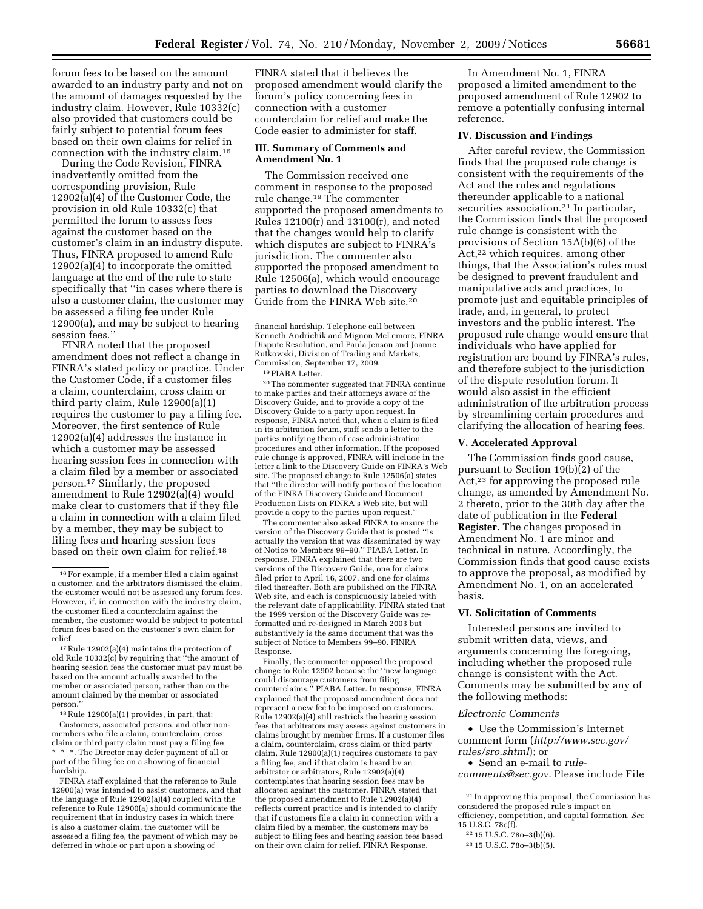forum fees to be based on the amount awarded to an industry party and not on the amount of damages requested by the industry claim. However, Rule 10332(c) also provided that customers could be fairly subject to potential forum fees based on their own claims for relief in connection with the industry claim.[16]

During the Code Revision, FINRA inadvertently omitted from the corresponding provision, Rule 12902(a)(4) of the Customer Code, the provision in old Rule 10332(c) that permitted the forum to assess fees against the customer based on the customer's claim in an industry dispute. Thus, FINRA proposed to amend Rule 12902(a)(4) to incorporate the omitted language at the end of the rule to state specifically that ''in cases where there is also a customer claim, the customer may be assessed a filing fee under Rule 12900(a), and may be subject to hearing session fees.''

FINRA noted that the proposed amendment does not reflect a change in FINRA's stated policy or practice. Under the Customer Code, if a customer files a claim, counterclaim, cross claim or third party claim, Rule 12900(a)(1) requires the customer to pay a filing fee. Moreover, the first sentence of Rule 12902(a)(4) addresses the instance in which a customer may be assessed hearing session fees in connection with a claim filed by a member or associated person.[17] Similarly, the proposed amendment to Rule 12902(a)(4) would make clear to customers that if they file a claim in connection with a claim filed by a member, they may be subject to filing fees and hearing session fees based on their own claim for relief.[18]

FINRA staff explained that the reference to Rule 12900(a) was intended to assist customers, and that the language of Rule 12902(a)(4) coupled with the reference to Rule 12900(a) should communicate the requirement that in industry cases in which there is also a customer claim, the customer will be assessed a filing fee, the payment of which may be deferred in whole or part upon a showing of financial hardship. Telephone call between Kenneth Andrichik and Mignon McLemore, FINRA Dispute Resolution, and Paula Jenson and Joanne Rutkowski, Division of Trading and Markets, Commission, September 17, 2009.

FINRA stated that it believes the proposed amendment would clarify the forum's policy concerning fees in connection with a customer counterclaim for relief and make the Code easier to administer for staff.

## III. Summary of Comments and Amendment No. 1

The Commission received one comment in response to the proposed rule change.[19] The commenter supported the proposed amendments to Rules 12100(r) and 13100(r), and noted that the changes would help to clarify which disputes are subject to FINRA's jurisdiction. The commenter also supported the proposed amendment to Rule 12506(a), which would encourage parties to download the Discovery Guide from the FINRA Web site.[20]

The commenter also asked FINRA to ensure the version of the Discovery Guide that is posted ''is actually the version that was disseminated by way of Notice to Members 99–90.'' PIABA Letter. In response, FINRA explained that there are two versions of the Discovery Guide, one for claims filed prior to April 16, 2007, and one for claims filed thereafter. Both are published on the FINRA Web site, and each is conspicuously labeled with the relevant date of applicability. FINRA stated that the 1999 version of the Discovery Guide was re-formatted and re-designed in March 2003 but substantively is the same document that was the subject of Notice to Members 99–90. FINRA Response.

Finally, the commenter opposed the proposed change to Rule 12902 because the ''new language could discourage customers from filing counterclaims.'' PIABA Letter. In response, FINRA explained that the proposed amendment does not represent a new fee to be imposed on customers. Rule 12902(a)(4) still restricts the hearing session fees that arbitrators may assess against customers in claims brought by member firms. If a customer files a claim, counterclaim, cross claim or third party claim, Rule 12900(a)(1) requires customers to pay a filing fee, and if that claim is heard by an arbitrator or arbitrators, Rule 12902(a)(4) contemplates that hearing session fees may be allocated against the customer. FINRA stated that the proposed amendment to Rule 12902(a)(4) reflects current practice and is intended to clarify that if customers file a claim in connection with a claim filed by a member, the customers may be subject to filing fees and hearing session fees based on their own claim for relief. FINRA Response.

In Amendment No. 1, FINRA proposed a limited amendment to the proposed amendment of Rule 12902 to remove a potentially confusing internal reference.

## IV. Discussion and Findings

After careful review, the Commission finds that the proposed rule change is consistent with the requirements of the Act and the rules and regulations thereunder applicable to a national securities association.[21] In particular, the Commission finds that the proposed rule change is consistent with the provisions of Section 15A(b)(6) of the Act,[22] which requires, among other things, that the Association's rules must be designed to prevent fraudulent and manipulative acts and practices, to promote just and equitable principles of trade, and, in general, to protect investors and the public interest. The proposed rule change would ensure that individuals who have applied for registration are bound by FINRA's rules, and therefore subject to the jurisdiction of the dispute resolution forum. It would also assist in the efficient administration of the arbitration process by streamlining certain procedures and clarifying the allocation of hearing fees.

## V. Accelerated Approval

The Commission finds good cause, pursuant to Section 19(b)(2) of the Act,[23] for approving the proposed rule change, as amended by Amendment No. 2 thereto, prior to the 30th day after the date of publication in the **Federal Register**. The changes proposed in Amendment No. 1 are minor and technical in nature. Accordingly, the Commission finds that good cause exists to approve the proposal, as modified by Amendment No. 1, on an accelerated basis.

## VI. Solicitation of Comments

Interested persons are invited to submit written data, views, and arguments concerning the foregoing, including whether the proposed rule change is consistent with the Act. Comments may be submitted by any of the following methods:

*Electronic Comments*

- Use the Commission's Internet comment form (*http://www.sec.gov/rules/sro.shtml*); or
- Send an e-mail to *rule-comments@sec.gov.* Please include File

---

[16] For example, if a member filed a claim against a customer, and the arbitrators dismissed the claim, the customer would not be assessed any forum fees. However, if, in connection with the industry claim, the customer filed a counterclaim against the member, the customer would be subject to potential forum fees based on the customer's own claim for relief.

[17] Rule 12902(a)(4) maintains the protection of old Rule 10332(c) by requiring that ''the amount of hearing session fees the customer must pay must be based on the amount actually awarded to the member or associated person, rather than on the amount claimed by the member or associated person.''

[18] Rule 12900(a)(1) provides, in part, that:

Customers, associated persons, and other non-members who file a claim, counterclaim, cross claim or third party claim must pay a filing fee * * *. The Director may defer payment of all or part of the filing fee on a showing of financial hardship.

[19] PIABA Letter.

[20] The commenter suggested that FINRA continue to make parties and their attorneys aware of the Discovery Guide, and to provide a copy of the Discovery Guide to a party upon request. In response, FINRA noted that, when a claim is filed in its arbitration forum, staff sends a letter to the parties notifying them of case administration procedures and other information. If the proposed rule change is approved, FINRA will include in the letter a link to the Discovery Guide on FINRA's Web site. The proposed change to Rule 12506(a) states that ''the director will notify parties of the location of the FINRA Discovery Guide and Document Production Lists on FINRA's Web site, but will provide a copy to the parties upon request.''

[21] In approving this proposal, the Commission has considered the proposed rule's impact on efficiency, competition, and capital formation. *See* 15 U.S.C. 78c(f).

[22] 15 U.S.C. 78o–3(b)(6).

[23] 15 U.S.C. 78o–3(b)(5).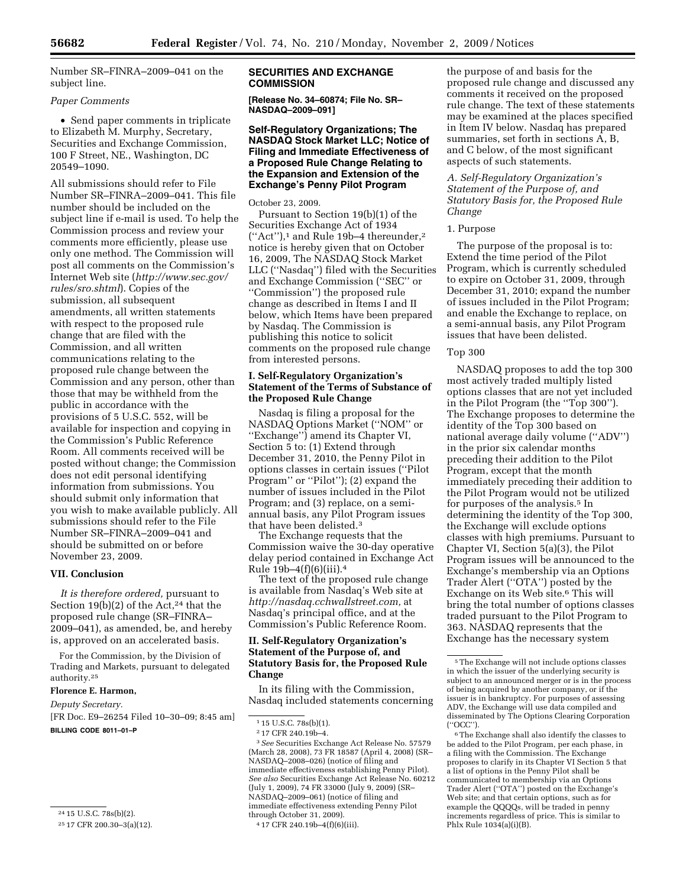Number SR–FINRA–2009–041 on the subject line.

*Paper Comments*

- Send paper comments in triplicate to Elizabeth M. Murphy, Secretary, Securities and Exchange Commission, 100 F Street, NE., Washington, DC 20549–1090.

All submissions should refer to File Number SR–FINRA–2009–041. This file number should be included on the subject line if e-mail is used. To help the Commission process and review your comments more efficiently, please use only one method. The Commission will post all comments on the Commission's Internet Web site (*http://www.sec.gov/rules/sro.shtml*). Copies of the submission, all subsequent amendments, all written statements with respect to the proposed rule change that are filed with the Commission, and all written communications relating to the proposed rule change between the Commission and any person, other than those that may be withheld from the public in accordance with the provisions of 5 U.S.C. 552, will be available for inspection and copying in the Commission's Public Reference Room. All comments received will be posted without change; the Commission does not edit personal identifying information from submissions. You should submit only information that you wish to make available publicly. All submissions should refer to the File Number SR–FINRA–2009–041 and should be submitted on or before November 23, 2009.

## VII. Conclusion

*It is therefore ordered,* pursuant to Section 19(b)(2) of the Act,[24] that the proposed rule change (SR–FINRA–2009–041), as amended, be, and hereby is, approved on an accelerated basis.

For the Commission, by the Division of Trading and Markets, pursuant to delegated authority.[25]

**Florence E. Harmon,**

*Deputy Secretary.*

[FR Doc. E9–26254 Filed 10–30–09; 8:45 am]

**BILLING CODE 8011–01–P**

[24] 15 U.S.C. 78s(b)(2).

[25] 17 CFR 200.30–3(a)(12).

## SECURITIES AND EXCHANGE COMMISSION

**[Release No. 34–60874; File No. SR–NASDAQ–2009–091]**

### Self-Regulatory Organizations; The NASDAQ Stock Market LLC; Notice of Filing and Immediate Effectiveness of a Proposed Rule Change Relating to the Expansion and Extension of the Exchange's Penny Pilot Program

October 23, 2009.

Pursuant to Section 19(b)(1) of the Securities Exchange Act of 1934 ("Act"),[1] and Rule 19b–4 thereunder,[2] notice is hereby given that on October 16, 2009, The NASDAQ Stock Market LLC ("Nasdaq") filed with the Securities and Exchange Commission ("SEC" or "Commission") the proposed rule change as described in Items I and II below, which Items have been prepared by Nasdaq. The Commission is publishing this notice to solicit comments on the proposed rule change from interested persons.

## I. Self-Regulatory Organization's Statement of the Terms of Substance of the Proposed Rule Change

Nasdaq is filing a proposal for the NASDAQ Options Market ("NOM" or "Exchange") amend its Chapter VI, Section 5 to: (1) Extend through December 31, 2010, the Penny Pilot in options classes in certain issues ("Pilot Program" or "Pilot"); (2) expand the number of issues included in the Pilot Program; and (3) replace, on a semi-annual basis, any Pilot Program issues that have been delisted.[3]

The Exchange requests that the Commission waive the 30-day operative delay period contained in Exchange Act Rule 19b–4(f)(6)(iii).[4]

The text of the proposed rule change is available from Nasdaq's Web site at *http://nasdaq.cchwallstreet.com,* at Nasdaq's principal office, and at the Commission's Public Reference Room.

## II. Self-Regulatory Organization's Statement of the Purpose of, and Statutory Basis for, the Proposed Rule Change

In its filing with the Commission, Nasdaq included statements concerning the purpose of and basis for the proposed rule change and discussed any comments it received on the proposed rule change. The text of these statements may be examined at the places specified in Item IV below. Nasdaq has prepared summaries, set forth in sections A, B, and C below, of the most significant aspects of such statements.

*A. Self-Regulatory Organization's Statement of the Purpose of, and Statutory Basis for, the Proposed Rule Change*

1. Purpose

The purpose of the proposal is to: Extend the time period of the Pilot Program, which is currently scheduled to expire on October 31, 2009, through December 31, 2010; expand the number of issues included in the Pilot Program; and enable the Exchange to replace, on a semi-annual basis, any Pilot Program issues that have been delisted.

Top 300

NASDAQ proposes to add the top 300 most actively traded multiply listed options classes that are not yet included in the Pilot Program (the "Top 300"). The Exchange proposes to determine the identity of the Top 300 based on national average daily volume ("ADV") in the prior six calendar months preceding their addition to the Pilot Program, except that the month immediately preceding their addition to the Pilot Program would not be utilized for purposes of the analysis.[5] In determining the identity of the Top 300, the Exchange will exclude options classes with high premiums. Pursuant to Chapter VI, Section 5(a)(3), the Pilot Program issues will be announced to the Exchange's membership via an Options Trader Alert ("OTA") posted by the Exchange on its Web site.[6] This will bring the total number of options classes traded pursuant to the Pilot Program to 363. NASDAQ represents that the Exchange has the necessary system

[1] 15 U.S.C. 78s(b)(1).

[2] 17 CFR 240.19b–4.

[3] *See* Securities Exchange Act Release No. 57579 (March 28, 2008), 73 FR 18587 (April 4, 2008) (SR–NASDAQ–2008–026) (notice of filing and immediate effectiveness establishing Penny Pilot). *See also* Securities Exchange Act Release No. 60212 (July 1, 2009), 74 FR 33000 (July 9, 2009) (SR–NASDAQ–2009–061) (notice of filing and immediate effectiveness extending Penny Pilot through October 31, 2009).

[4] 17 CFR 240.19b–4(f)(6)(iii).

[5] The Exchange will not include options classes in which the issuer of the underlying security is subject to an announced merger or is in the process of being acquired by another company, or if the issuer is in bankruptcy. For purposes of assessing ADV, the Exchange will use data compiled and disseminated by The Options Clearing Corporation ("OCC").

[6] The Exchange shall also identify the classes to be added to the Pilot Program, per each phase, in a filing with the Commission. The Exchange proposes to clarify in its Chapter VI Section 5 that a list of options in the Penny Pilot shall be communicated to membership via an Options Trader Alert ("OTA") posted on the Exchange's Web site; and that certain options, such as for example the QQQQs, will be traded in penny increments regardless of price. This is similar to Phlx Rule 1034(a)(i)(B).